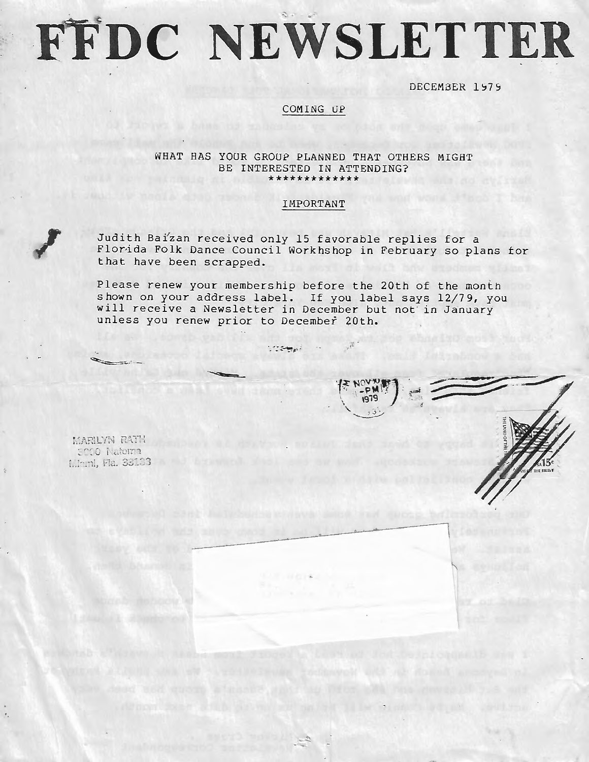# FFDC NEWSLETTER

DECEMBER 1979

COMING UP

WHAT HAS YOUR GROUP PLANNED THAT OTHERS MIGHT BE INTERESTED IN ATTENDING?

\*\*\*\*\*\*\*\*\*\*\*\*\*

IMPORTANT

Judith Baizan received only 15 favorable replies for a Florida Folk Dance Council Workhshop in February so plans for that have been scrapped.

Please renew your membership before the 20th of the month shown on your address label. If you label says 12/79, you will receive a Newsletter in December but not in January unless you renew prior to December 20th.

MARILYN RATH
3000 Natoma
Miami, Fla. 33133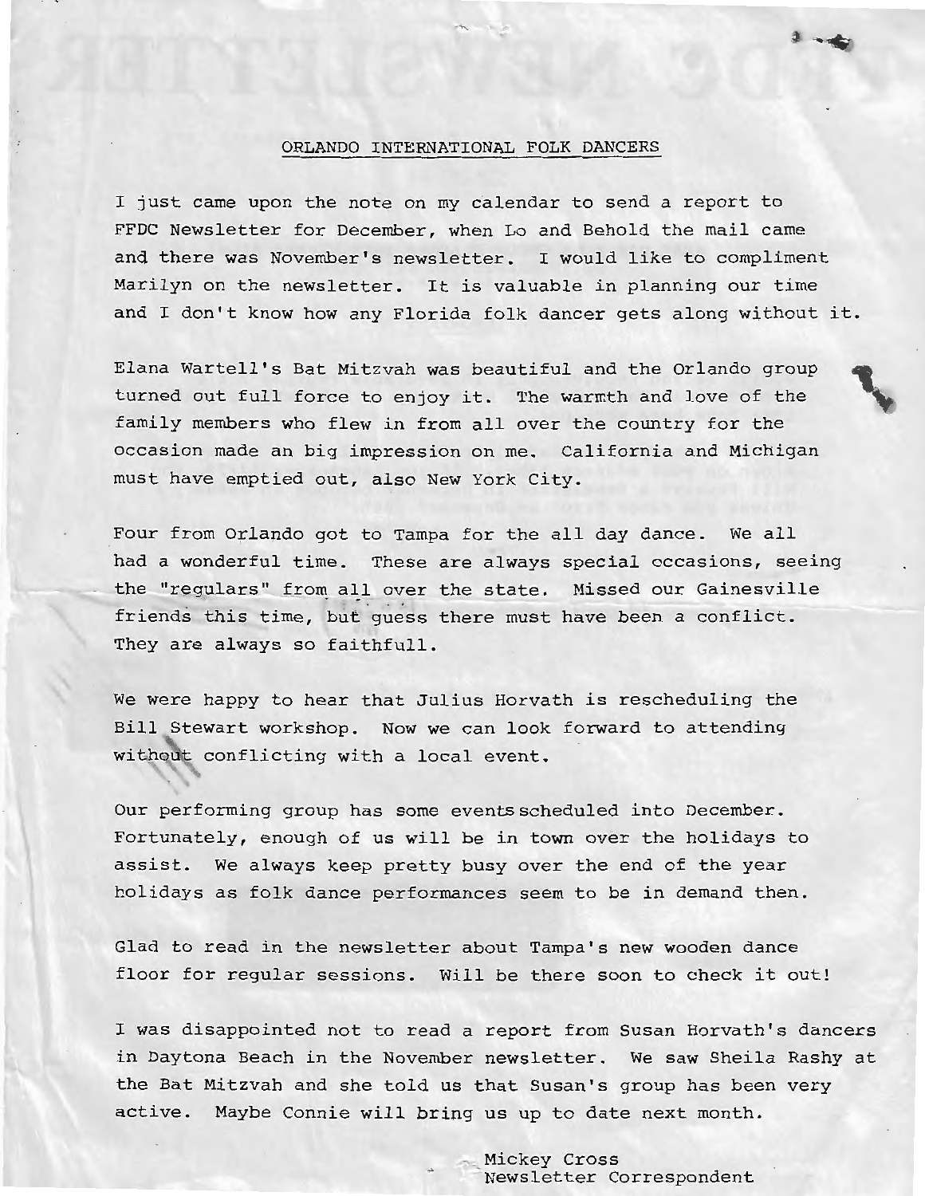## ORLANDO INTERNATIONAL FOLK DANCERS

I just came upon the note on my calendar to send a report to FFDC Newsletter for December, when Lo and Behold the mail came and there was November's newsletter. I would like to compliment Marilyn on the newsletter. It is valuable in planning our time and I don't know how any Florida folk dancer gets along without it.

Elana Wartell's Bat Mitzvah was beautiful and the Orlando group turned out full force to enjoy it. The warmth and love of the family members who flew in from all over the country for the occasion made an big impression on me. California and Michigan must have emptied out, also New York City.

Four from Orlando got to Tampa for the all day dance. We all had a wonderful time. These are always special occasions, seeing the "regulars" from all over the state. Missed our Gainesville friends this time, but guess there must have been a conflict. They are always so faithfull.

We were happy to hear that Julius Horvath is rescheduling the Bill Stewart workshop. Now we can look forward to attending without conflicting with a local event.

Our performing group has some events scheduled into December. Fortunately, enough of us will be in town over the holidays to assist. We always keep pretty busy over the end of the year holidays as folk dance performances seem to be in demand then.

Glad to read in the newsletter about Tampa's new wooden dance floor for regular sessions. Will be there soon to check it out!

I was disappointed not to read a report from Susan Horvath's dancers in Daytona Beach in the November newsletter. We saw Sheila Rashy at the Bat Mitzvah and she told us that Susan's group has been very active. Maybe Connie will bring us up to date next month.

Mickey Cross
Newsletter Correspondent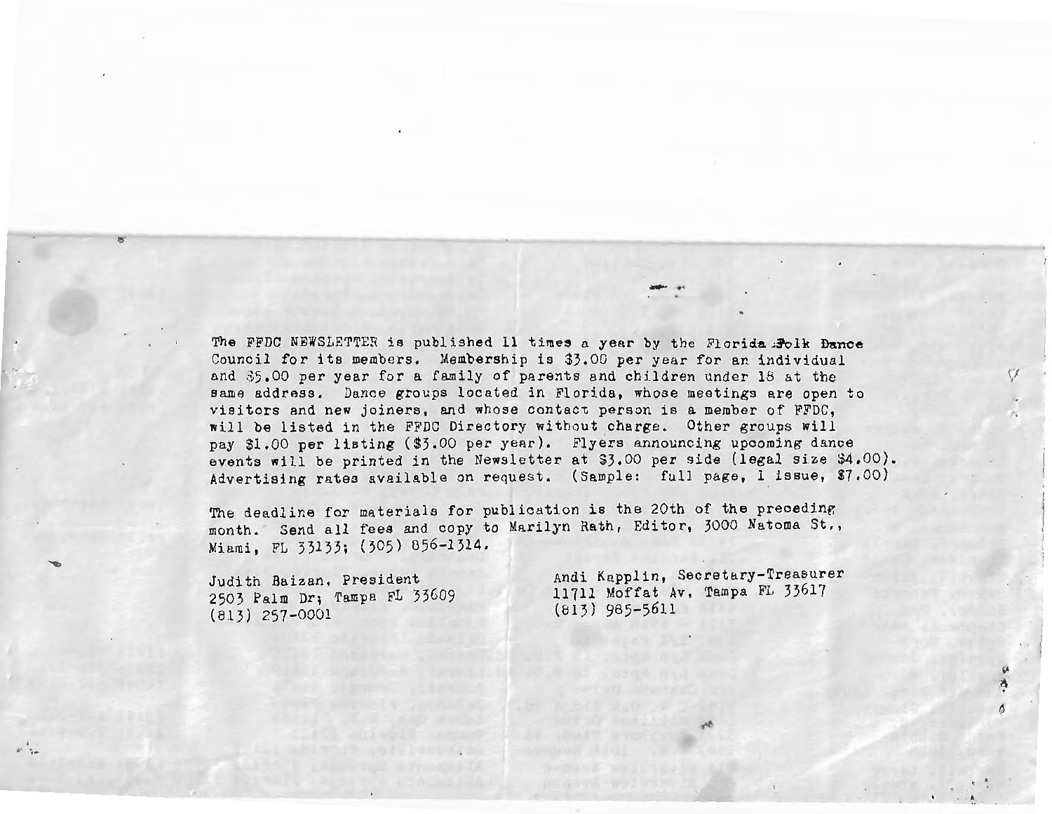The FFDC NEWSLETTER is published 11 times a year by the Florida Folk Dance Council for its members. Membership is $3.00 per year for an individual and $5.00 per year for a family of parents and children under 18 at the same address. Dance groups located in Florida, whose meetings are open to visitors and new joiners, and whose contact person is a member of FFDC, will be listed in the FFDC Directory without charge. Other groups will pay $1.00 per listing ($3.00 per year). Flyers announcing upcoming dance events will be printed in the Newsletter at $3.00 per side (legal size $4.00). Advertising rates available on request. (Sample: full page, 1 issue, $7.00)

The deadline for materials for publication is the 20th of the preceding month. Send all fees and copy to Marilyn Rath, Editor, 3000 Natoma St., Miami, FL 33133; (305) 856-1314.

Judith Baizan, President
2503 Palm Dr; Tampa FL 33609
(813) 257-0001

Andi Kapplin, Secretary-Treasurer
11711 Moffat Av, Tampa FL 33617
(813) 985-5611